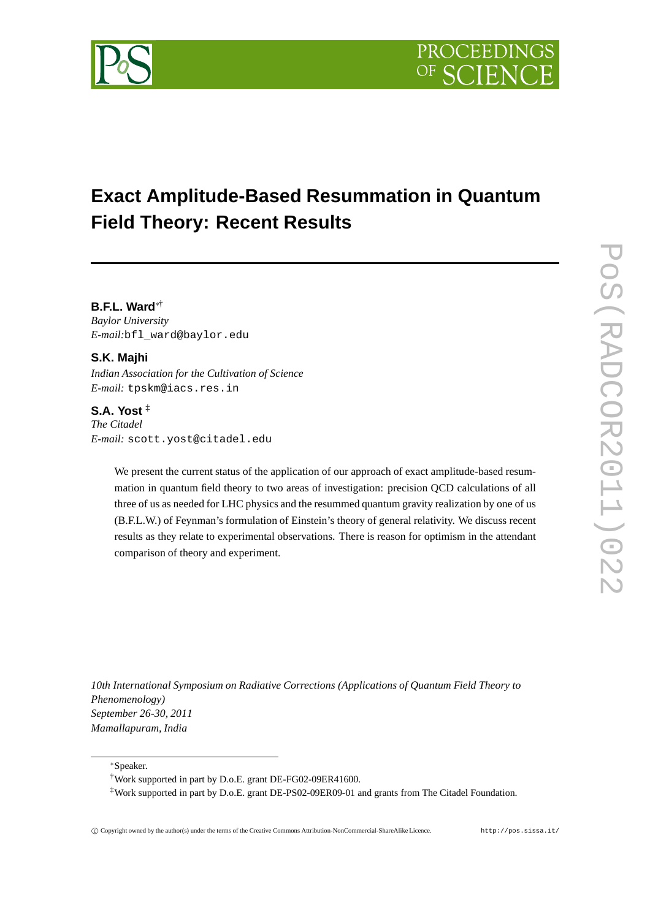# Exact Amplitude-Based Resummation in Quantum Field Theory: Recent Results

**B.F.L. Ward**[∗†]
*Baylor University*
*E-mail:* bfl_ward@baylor.edu

**S.K. Majhi**
*Indian Association for the Cultivation of Science*
*E-mail:* tpskm@iacs.res.in

**S.A. Yost** [‡]
*The Citadel*
*E-mail:* scott.yost@citadel.edu

We present the current status of the application of our approach of exact amplitude-based resummation in quantum field theory to two areas of investigation: precision QCD calculations of all three of us as needed for LHC physics and the resummed quantum gravity realization by one of us (B.F.L.W.) of Feynman's formulation of Einstein's theory of general relativity. We discuss recent results as they relate to experimental observations. There is reason for optimism in the attendant comparison of theory and experiment.

*10th International Symposium on Radiative Corrections (Applications of Quantum Field Theory to Phenomenology)*
*September 26-30, 2011*
*Mamallapuram, India*

---

[∗]Speaker.

[†]Work supported in part by D.o.E. grant DE-FG02-09ER41600.

[‡]Work supported in part by D.o.E. grant DE-PS02-09ER09-01 and grants from The Citadel Foundation.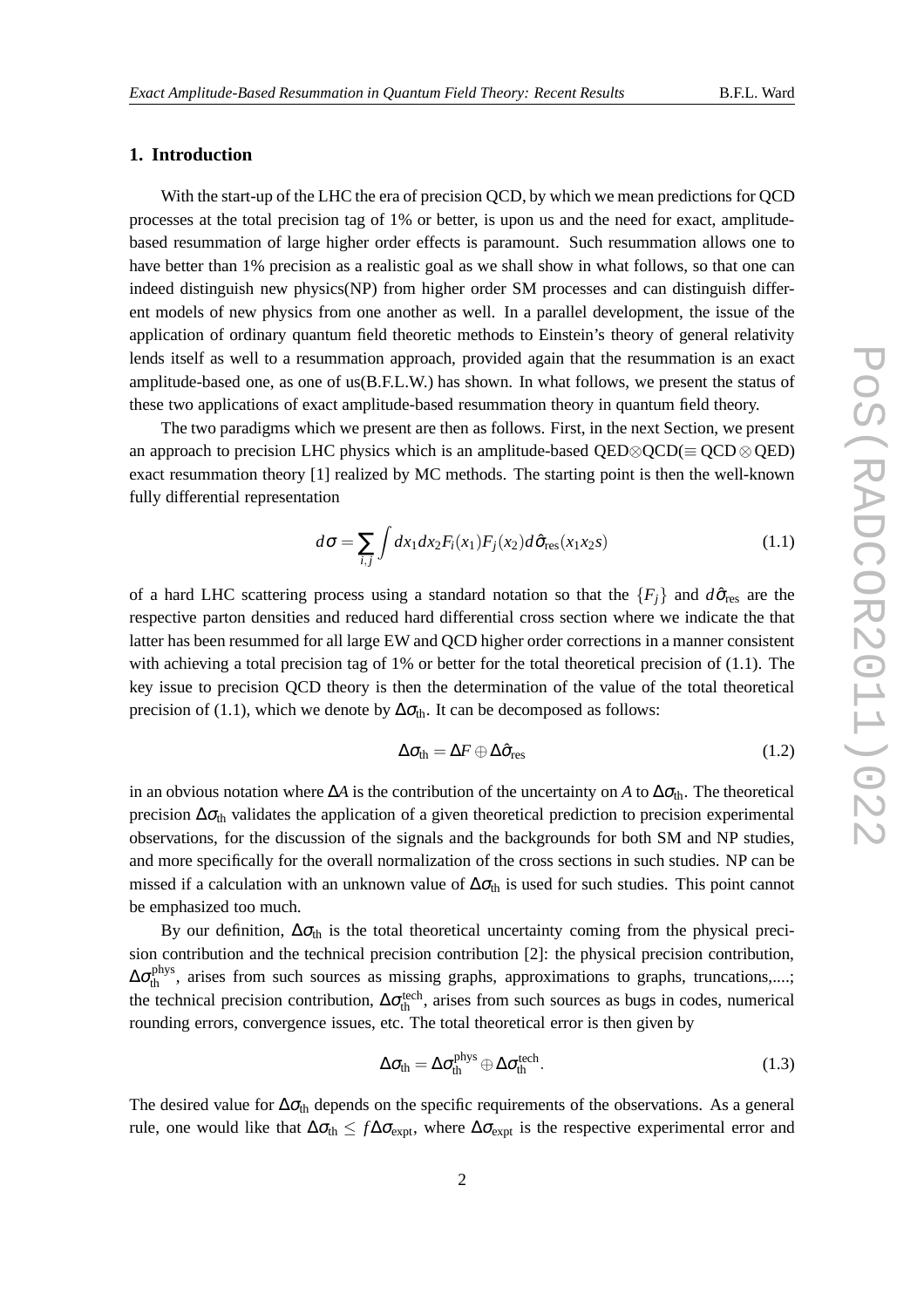## 1. Introduction

With the start-up of the LHC the era of precision QCD, by which we mean predictions for QCD processes at the total precision tag of 1% or better, is upon us and the need for exact, amplitude-based resummation of large higher order effects is paramount. Such resummation allows one to have better than 1% precision as a realistic goal as we shall show in what follows, so that one can indeed distinguish new physics(NP) from higher order SM processes and can distinguish different models of new physics from one another as well. In a parallel development, the issue of the application of ordinary quantum field theoretic methods to Einstein's theory of general relativity lends itself as well to a resummation approach, provided again that the resummation is an exact amplitude-based one, as one of us(B.F.L.W.) has shown. In what follows, we present the status of these two applications of exact amplitude-based resummation theory in quantum field theory.

The two paradigms which we present are then as follows. First, in the next Section, we present an approach to precision LHC physics which is an amplitude-based QED$\otimes$QCD($\equiv$ QCD $\otimes$ QED) exact resummation theory [1] realized by MC methods. The starting point is then the well-known fully differential representation

$$d\sigma = \sum_{i,j} \int dx_1 dx_2 F_i(x_1) F_j(x_2) d\hat{\sigma}_{\rm res}(x_1 x_2 s) \tag{1.1}$$

of a hard LHC scattering process using a standard notation so that the $\{F_j\}$ and $d\hat{\sigma}_{\rm res}$ are the respective parton densities and reduced hard differential cross section where we indicate the that latter has been resummed for all large EW and QCD higher order corrections in a manner consistent with achieving a total precision tag of 1% or better for the total theoretical precision of (1.1). The key issue to precision QCD theory is then the determination of the value of the total theoretical precision of (1.1), which we denote by $\Delta\sigma_{\rm th}$. It can be decomposed as follows:

$$\Delta\sigma_{\rm th} = \Delta F \oplus \Delta\hat{\sigma}_{\rm res} \tag{1.2}$$

in an obvious notation where $\Delta A$ is the contribution of the uncertainty on $A$ to $\Delta\sigma_{\rm th}$. The theoretical precision $\Delta\sigma_{\rm th}$ validates the application of a given theoretical prediction to precision experimental observations, for the discussion of the signals and the backgrounds for both SM and NP studies, and more specifically for the overall normalization of the cross sections in such studies. NP can be missed if a calculation with an unknown value of $\Delta\sigma_{\rm th}$ is used for such studies. This point cannot be emphasized too much.

By our definition, $\Delta\sigma_{\rm th}$ is the total theoretical uncertainty coming from the physical precision contribution and the technical precision contribution [2]: the physical precision contribution, $\Delta\sigma_{\rm th}^{\rm phys}$, arises from such sources as missing graphs, approximations to graphs, truncations,....; the technical precision contribution, $\Delta\sigma_{\rm th}^{\rm tech}$, arises from such sources as bugs in codes, numerical rounding errors, convergence issues, etc. The total theoretical error is then given by

$$\Delta\sigma_{\rm th} = \Delta\sigma_{\rm th}^{\rm phys} \oplus \Delta\sigma_{\rm th}^{\rm tech}. \tag{1.3}$$

The desired value for $\Delta\sigma_{\rm th}$ depends on the specific requirements of the observations. As a general rule, one would like that $\Delta\sigma_{\rm th} \leq f\Delta\sigma_{\rm expt}$, where $\Delta\sigma_{\rm expt}$ is the respective experimental error and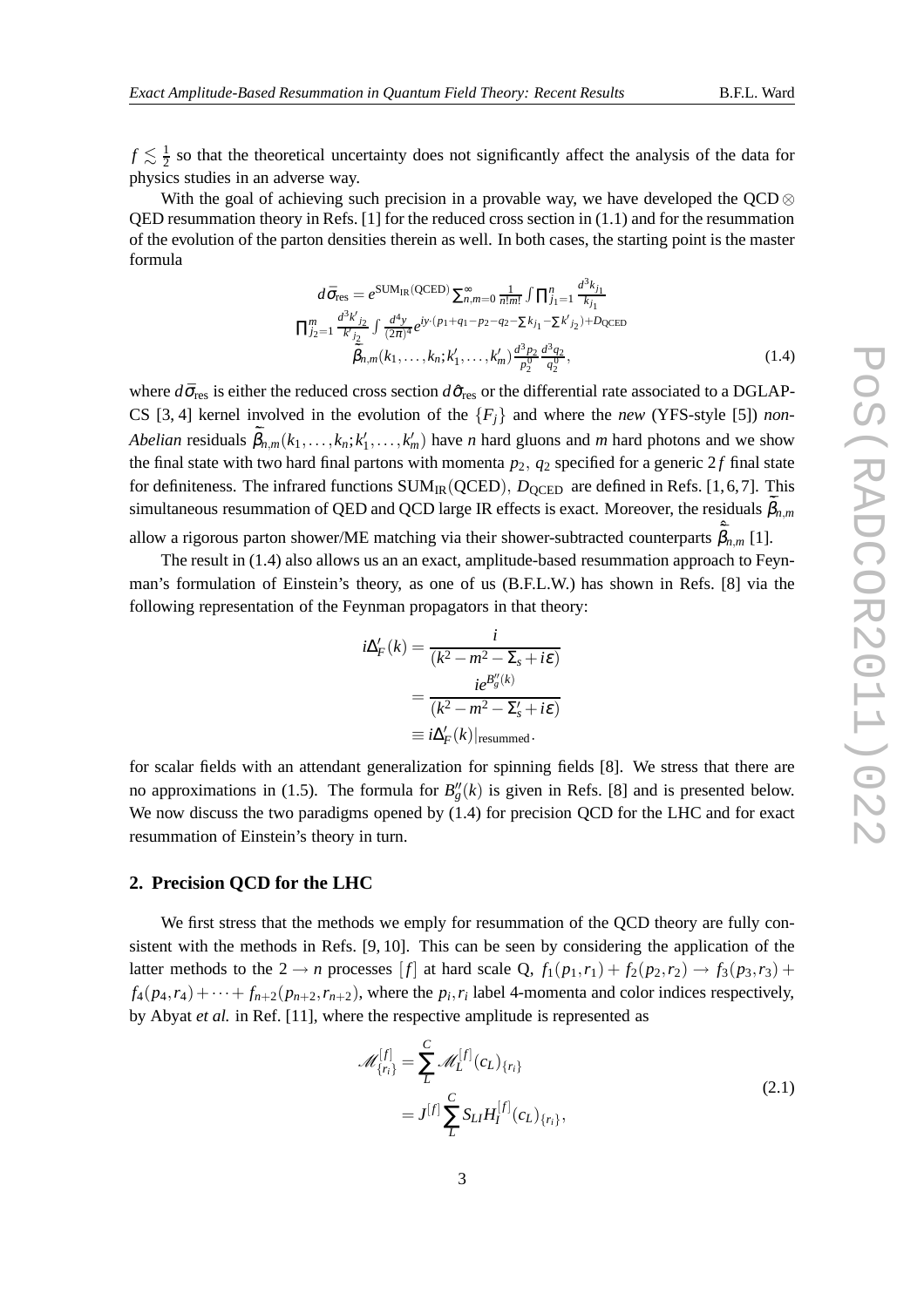$f \lesssim \frac{1}{2}$ so that the theoretical uncertainty does not significantly affect the analysis of the data for physics studies in an adverse way.

With the goal of achieving such precision in a provable way, we have developed the QCD $\otimes$ QED resummation theory in Refs. [1] for the reduced cross section in (1.1) and for the resummation of the evolution of the parton densities therein as well. In both cases, the starting point is the master formula

$$
\begin{aligned}
d\bar{\sigma}_{\rm res} = e^{\rm SUM_{IR}(QCED)} \sum_{n,m=0}^{\infty} \frac{1}{n!m!} \int \prod_{j_1=1}^{n} \frac{d^3 k_{j_1}}{k_{j_1}} \\
\prod_{j_2=1}^{m} \frac{d^3 k'_{j_2}}{k'_{j_2}} \int \frac{d^4 y}{(2\pi)^4} e^{iy\cdot(p_1+q_1-p_2-q_2-\sum k_{j_1}-\sum k'_{j_2})+D_{\rm QCED}} \\
\tilde{\bar{\beta}}_{n,m}(k_1,\ldots,k_n;k'_1,\ldots,k'_m) \frac{d^3 p_2}{p_2^0} \frac{d^3 q_2}{q_2^0},
\end{aligned}
\tag{1.4}
$$

where $d\bar{\sigma}_{\rm res}$ is either the reduced cross section $d\hat{\sigma}_{\rm res}$ or the differential rate associated to a DGLAP-CS [3, 4] kernel involved in the evolution of the $\{F_j\}$ and where the *new* (YFS-style [5]) *non-Abelian* residuals $\tilde{\bar{\beta}}_{n,m}(k_1,\ldots,k_n;k'_1,\ldots,k'_m)$ have $n$ hard gluons and $m$ hard photons and we show the final state with two hard final partons with momenta $p_2,\ q_2$ specified for a generic $2f$ final state for definiteness. The infrared functions ${\rm SUM_{IR}(QCED)},\ D_{\rm QCED}$ are defined in Refs. [1, 6, 7]. This simultaneous resummation of QED and QCD large IR effects is exact. Moreover, the residuals $\tilde{\bar{\beta}}_{n,m}$ allow a rigorous parton shower/ME matching via their shower-subtracted counterparts $\hat{\tilde{\bar{\beta}}}_{n,m}$ [1].

The result in (1.4) also allows us an an exact, amplitude-based resummation approach to Feynman's formulation of Einstein's theory, as one of us (B.F.L.W.) has shown in Refs. [8] via the following representation of the Feynman propagators in that theory:

$$
\begin{aligned}
i\Delta'_F(k) &= \frac{i}{(k^2 - m^2 - \Sigma_s + i\varepsilon)} \\
&= \frac{ie^{B''_g(k)}}{(k^2 - m^2 - \Sigma'_s + i\varepsilon)} \\
&\equiv i\Delta'_F(k)|_{\rm resummed}.
\end{aligned}
$$

for scalar fields with an attendant generalization for spinning fields [8]. We stress that there are no approximations in (1.5). The formula for $B''_g(k)$ is given in Refs. [8] and is presented below. We now discuss the two paradigms opened by (1.4) for precision QCD for the LHC and for exact resummation of Einstein's theory in turn.

## 2. Precision QCD for the LHC

We first stress that the methods we emply for resummation of the QCD theory are fully consistent with the methods in Refs. [9, 10]. This can be seen by considering the application of the latter methods to the $2 \to n$ processes $[f]$ at hard scale Q, $f_1(p_1,r_1) + f_2(p_2,r_2) \to f_3(p_3,r_3) + f_4(p_4,r_4) + \cdots + f_{n+2}(p_{n+2},r_{n+2})$, where the $p_i, r_i$ label 4-momenta and color indices respectively, by Abyat *et al.* in Ref. [11], where the respective amplitude is represented as

$$
\begin{aligned}
\mathscr{M}^{[f]}_{\{r_i\}} &= \sum_{L}^{C} \mathscr{M}^{[f]}_{L}(c_L)_{\{r_i\}} \\
&= J^{[f]} \sum_{L}^{C} S_{LI} H^{[f]}_{I}(c_L)_{\{r_i\}},
\end{aligned}
\tag{2.1}
$$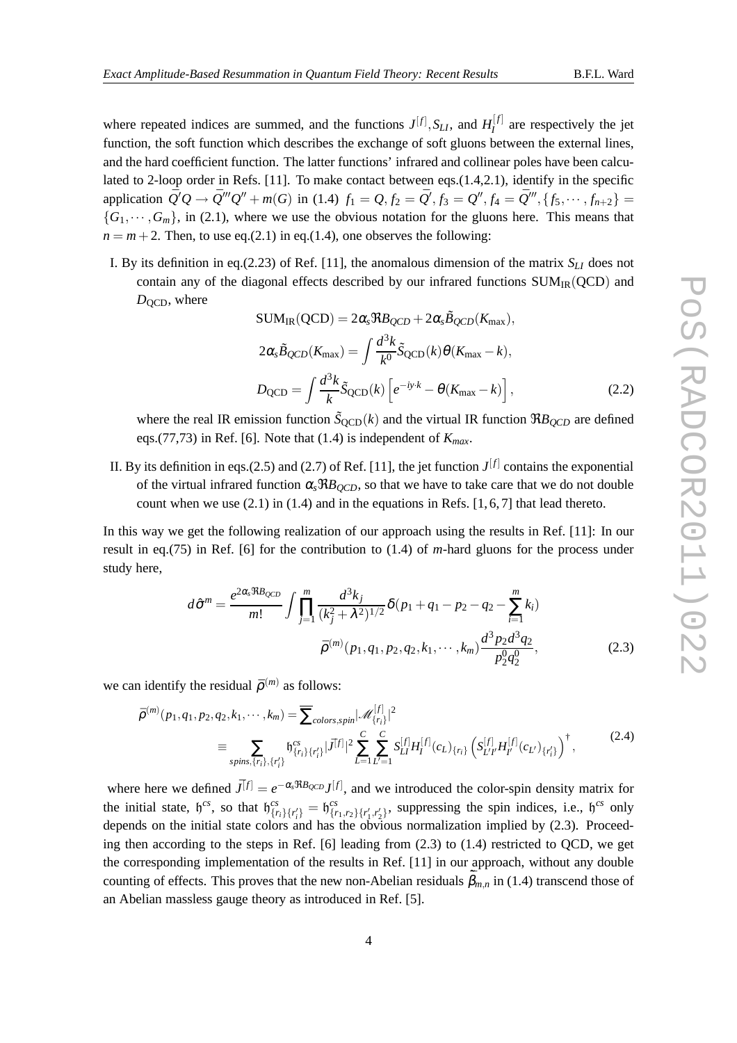where repeated indices are summed, and the functions $J^{[f]}, S_{LI}$, and $H_I^{[f]}$ are respectively the jet function, the soft function which describes the exchange of soft gluons between the external lines, and the hard coefficient function. The latter functions' infrared and collinear poles have been calculated to 2-loop order in Refs. [11]. To make contact between eqs.(1.4,2.1), identify in the specific application $\bar{Q}'Q \rightarrow \bar{Q}'''Q'' + m(G)$ in (1.4) $f_1 = Q, f_2 = \bar{Q}', f_3 = Q'', f_4 = \bar{Q}''', \{f_5, \cdots, f_{n+2}\} = \{G_1, \cdots, G_m\}$, in (2.1), where we use the obvious notation for the gluons here. This means that $n = m+2$. Then, to use eq.(2.1) in eq.(1.4), one observes the following:

I. By its definition in eq.(2.23) of Ref. [11], the anomalous dimension of the matrix $S_{LI}$ does not contain any of the diagonal effects described by our infrared functions $\mathrm{SUM_{IR}(QCD)}$ and $D_{\mathrm{QCD}}$, where

$$
\begin{aligned}
\mathrm{SUM_{IR}(QCD)} &= 2\alpha_s \Re B_{QCD} + 2\alpha_s \tilde{B}_{QCD}(K_{\max}), \\
2\alpha_s \tilde{B}_{QCD}(K_{\max}) &= \int \frac{d^3k}{k^0} \tilde{S}_{\mathrm{QCD}}(k)\theta(K_{\max} - k), \\
D_{\mathrm{QCD}} &= \int \frac{d^3k}{k} \tilde{S}_{\mathrm{QCD}}(k) \left[ e^{-iy\cdot k} - \theta(K_{\max} - k) \right],
\end{aligned}
\tag{2.2}
$$

where the real IR emission function $\tilde{S}_{\mathrm{QCD}}(k)$ and the virtual IR function $\Re B_{QCD}$ are defined eqs.(77,73) in Ref. [6]. Note that (1.4) is independent of $K_{max}$.

II. By its definition in eqs.(2.5) and (2.7) of Ref. [11], the jet function $J^{[f]}$ contains the exponential of the virtual infrared function $\alpha_s \Re B_{QCD}$, so that we have to take care that we do not double count when we use (2.1) in (1.4) and in the equations in Refs. [1, 6, 7] that lead thereto.

In this way we get the following realization of our approach using the results in Ref. [11]: In our result in eq.(75) in Ref. [6] for the contribution to (1.4) of $m$-hard gluons for the process under study here,

$$
\begin{aligned}
d\hat{\sigma}^m = \frac{e^{2\alpha_s \Re B_{QCD}}}{m!} \int \prod_{j=1}^{m} \frac{d^3k_j}{(k_j^2 + \lambda^2)^{1/2}} \delta(p_1 + q_1 - p_2 - q_2 - \sum_{i=1}^{m} k_i) \\
\bar{\rho}^{(m)}(p_1, q_1, p_2, q_2, k_1, \cdots, k_m) \frac{d^3p_2 d^3q_2}{p_2^0 q_2^0},
\end{aligned}
\tag{2.3}
$$

we can identify the residual $\bar{\rho}^{(m)}$ as follows:

$$
\begin{aligned}
\bar{\rho}^{(m)}(p_1, q_1, p_2, q_2, k_1, \cdots, k_m) &= \overline{\sum}_{colors, spin} |\mathscr{M}^{[f]}_{\{r_i\}}|^2 \\
&\equiv \sum_{spins, \{r_i\}, \{r'_i\}} \mathfrak{h}^{cs}_{\{r_i\}\{r'_i\}} |\bar{J}^{[f]}|^2 \sum_{L=1}^{C} \sum_{L'=1}^{C} S^{[f]}_{LI} H^{[f]}_I (c_L)_{\{r_i\}} \left( S^{[f]}_{L'I'} H^{[f]}_{I'} (c_{L'})_{\{r'_i\}} \right)^{\dagger},
\end{aligned}
\tag{2.4}
$$

where here we defined $\bar{J}^{[f]} = e^{-\alpha_s \Re B_{QCD}} J^{[f]}$, and we introduced the color-spin density matrix for the initial state, $\mathfrak{h}^{cs}$, so that $\mathfrak{h}^{cs}_{\{r_i\}\{r'_i\}} = \mathfrak{h}^{cs}_{\{r_1, r_2\}\{r'_1, r'_2\}}$, suppressing the spin indices, i.e., $\mathfrak{h}^{cs}$ only depends on the initial state colors and has the obvious normalization implied by (2.3). Proceeding then according to the steps in Ref. [6] leading from (2.3) to (1.4) restricted to QCD, we get the corresponding implementation of the results in Ref. [11] in our approach, without any double counting of effects. This proves that the new non-Abelian residuals $\tilde{\bar{\beta}}_{m,n}$ in (1.4) transcend those of an Abelian massless gauge theory as introduced in Ref. [5].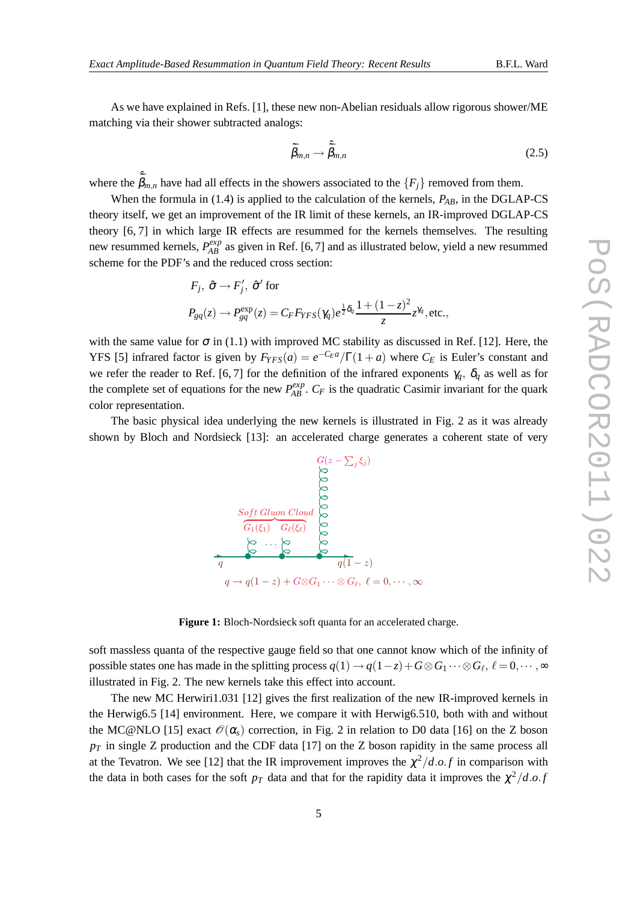As we have explained in Refs. [1], these new non-Abelian residuals allow rigorous shower/ME matching via their shower subtracted analogs:

$$\tilde{\bar{\beta}}_{m,n} \rightarrow \hat{\tilde{\bar{\beta}}}_{m,n} \tag{2.5}$$

where the $\hat{\tilde{\bar{\beta}}}_{m,n}$ have had all effects in the showers associated to the $\{F_j\}$ removed from them.

When the formula in (1.4) is applied to the calculation of the kernels, $P_{AB}$, in the DGLAP-CS theory itself, we get an improvement of the IR limit of these kernels, an IR-improved DGLAP-CS theory [6, 7] in which large IR effects are resummed for the kernels themselves. The resulting new resummed kernels, $P^{exp}_{AB}$ as given in Ref. [6, 7] and as illustrated below, yield a new resummed scheme for the PDF's and the reduced cross section:

$$F_j,\ \hat{\sigma} \rightarrow F'_j,\ \hat{\sigma}' \text{ for}$$

$$P_{gq}(z) \rightarrow P^{\rm exp}_{gq}(z) = C_F F_{YFS}(\gamma_q) e^{\frac{1}{2}\delta_q} \frac{1+(1-z)^2}{z} z^{\gamma_q}, \text{etc.},$$

with the same value for $\sigma$ in (1.1) with improved MC stability as discussed in Ref. [12]. Here, the YFS [5] infrared factor is given by $F_{YFS}(a) = e^{-C_E a}/\Gamma(1+a)$ where $C_E$ is Euler's constant and we refer the reader to Ref. [6, 7] for the definition of the infrared exponents $\gamma_q$, $\delta_q$ as well as for the complete set of equations for the new $P^{exp}_{AB}$. $C_F$ is the quadratic Casimir invariant for the quark color representation.

The basic physical idea underlying the new kernels is illustrated in Fig. 2 as it was already shown by Bloch and Nordsieck [13]: an accelerated charge generates a coherent state of very

**Figure 1:** Bloch-Nordsieck soft quanta for an accelerated charge.

soft massless quanta of the respective gauge field so that one cannot know which of the infinity of possible states one has made in the splitting process $q(1) \rightarrow q(1-z) + G \otimes G_1 \cdots \otimes G_\ell,\ \ell = 0, \cdots, \infty$ illustrated in Fig. 2. The new kernels take this effect into account.

The new MC Herwiri1.031 [12] gives the first realization of the new IR-improved kernels in the Herwig6.5 [14] environment. Here, we compare it with Herwig6.510, both with and without the MC@NLO [15] exact $\mathcal{O}(\alpha_s)$ correction, in Fig. 2 in relation to D0 data [16] on the Z boson $p_T$ in single Z production and the CDF data [17] on the Z boson rapidity in the same process all at the Tevatron. We see [12] that the IR improvement improves the $\chi^2/d.o.f$ in comparison with the data in both cases for the soft $p_T$ data and that for the rapidity data it improves the $\chi^2/d.o.f$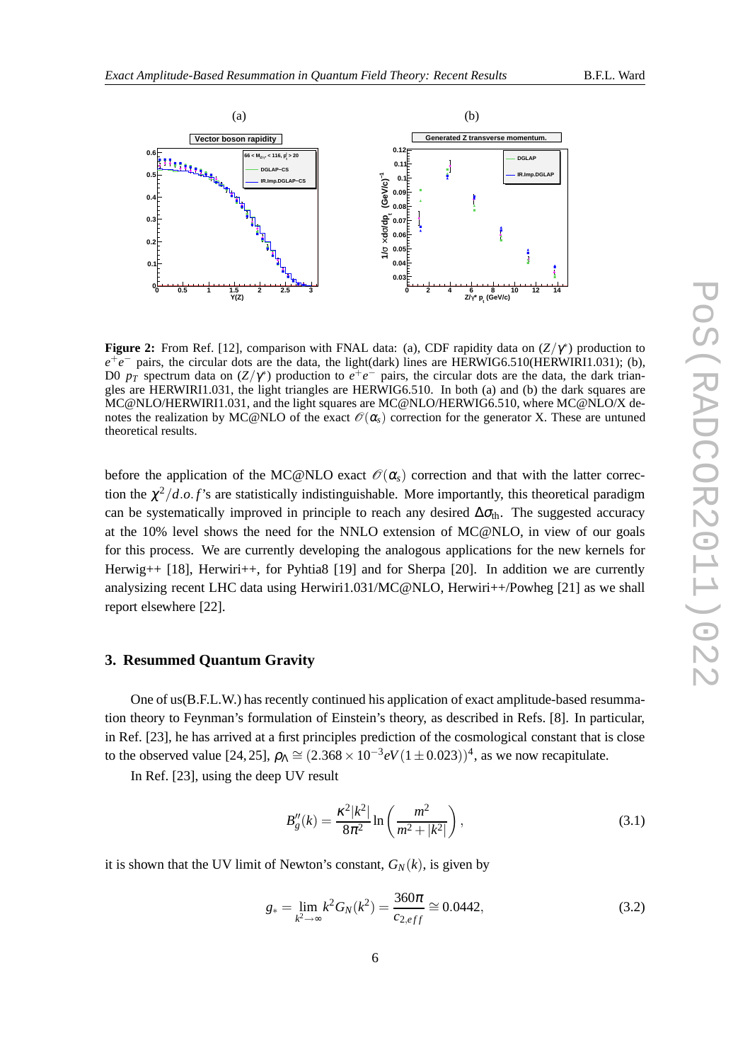**Figure 2:** From Ref. [12], comparison with FNAL data: (a), CDF rapidity data on $(Z/\gamma^*)$ production to $e^+e^-$ pairs, the circular dots are the data, the light(dark) lines are HERWIG6.510(HERWIRI1.031); (b), D0 $p_T$ spectrum data on $(Z/\gamma^*)$ production to $e^+e^-$ pairs, the circular dots are the data, the dark triangles are HERWIRI1.031, the light triangles are HERWIG6.510. In both (a) and (b) the dark squares are MC@NLO/HERWIRI1.031, and the light squares are MC@NLO/HERWIG6.510, where MC@NLO/X denotes the realization by MC@NLO of the exact $\mathscr{O}(\alpha_s)$ correction for the generator X. These are untuned theoretical results.

before the application of the MC@NLO exact $\mathscr{O}(\alpha_s)$ correction and that with the latter correction the $\chi^2/d.o.f$'s are statistically indistinguishable. More importantly, this theoretical paradigm can be systematically improved in principle to reach any desired $\Delta\sigma_{\text{th}}$. The suggested accuracy at the 10% level shows the need for the NNLO extension of MC@NLO, in view of our goals for this process. We are currently developing the analogous applications for the new kernels for Herwig++ [18], Herwiri++, for Pyhtia8 [19] and for Sherpa [20]. In addition we are currently analysizing recent LHC data using Herwiri1.031/MC@NLO, Herwiri++/Powheg [21] as we shall report elsewhere [22].

## 3. Resummed Quantum Gravity

One of us(B.F.L.W.) has recently continued his application of exact amplitude-based resummation theory to Feynman's formulation of Einstein's theory, as described in Refs. [8]. In particular, in Ref. [23], he has arrived at a first principles prediction of the cosmological constant that is close to the observed value [24, 25], $\rho_\Lambda \cong (2.368\times 10^{-3}eV(1\pm 0.023))^4$, as we now recapitulate.

In Ref. [23], using the deep UV result

$$B_g''(k) = \frac{\kappa^2|k^2|}{8\pi^2}\ln\left(\frac{m^2}{m^2+|k^2|}\right), \tag{3.1}$$

it is shown that the UV limit of Newton's constant, $G_N(k)$, is given by

$$g_* = \lim_{k^2\to\infty} k^2 G_N(k^2) = \frac{360\pi}{c_{2,eff}} \cong 0.0442, \tag{3.2}$$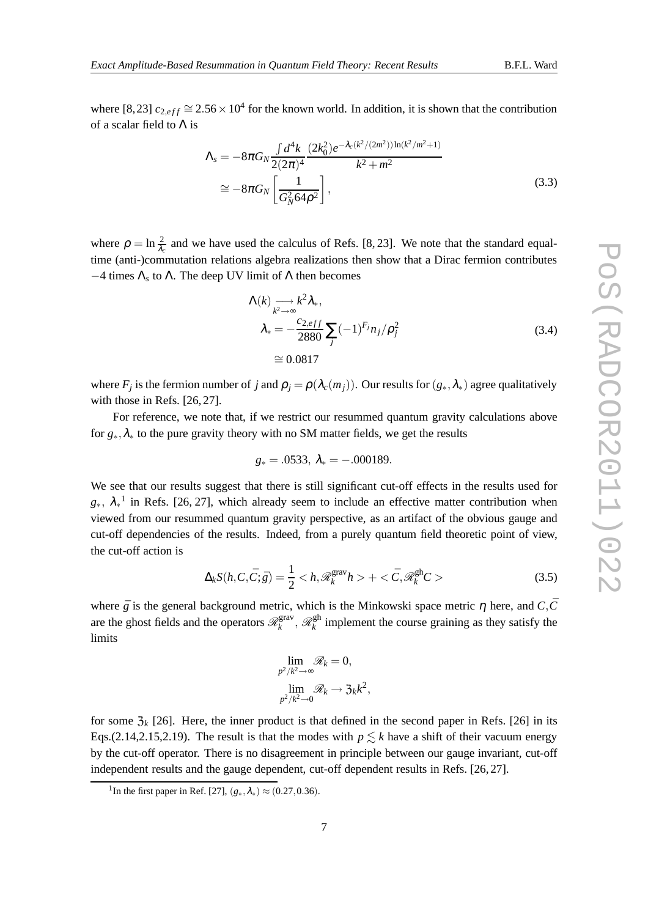where [8, 23] $c_{2,eff} \cong 2.56 \times 10^4$ for the known world. In addition, it is shown that the contribution of a scalar field to $\Lambda$ is

$$\Lambda_s = -8\pi G_N \frac{\int d^4k}{2(2\pi)^4} \frac{(2k_0^2)e^{-\lambda_c(k^2/(2m^2))\ln(k^2/m^2+1)}}{k^2+m^2}$$
$$\cong -8\pi G_N \left[\frac{1}{G_N^2 64\rho^2}\right], \tag{3.3}$$

where $\rho = \ln \frac{2}{\lambda_c}$ and we have used the calculus of Refs. [8, 23]. We note that the standard equal-time (anti-)commutation relations algebra realizations then show that a Dirac fermion contributes $-4$ times $\Lambda_s$ to $\Lambda$. The deep UV limit of $\Lambda$ then becomes

$$\Lambda(k) \underset{k^2\to\infty}{\longrightarrow} k^2\lambda_*,$$
$$\lambda_* = -\frac{c_{2,eff}}{2880}\sum_j (-1)^{F_j} n_j/\rho_j^2 \tag{3.4}$$
$$\cong 0.0817$$

where $F_j$ is the fermion number of $j$ and $\rho_j = \rho(\lambda_c(m_j))$. Our results for $(g_*, \lambda_*)$ agree qualitatively with those in Refs. [26, 27].

For reference, we note that, if we restrict our resummed quantum gravity calculations above for $g_*, \lambda_*$ to the pure gravity theory with no SM matter fields, we get the results

$$g_* = .0533,\ \lambda_* = -.000189.$$

We see that our results suggest that there is still significant cut-off effects in the results used for $g_*,\ \lambda_*$ [1] in Refs. [26, 27], which already seem to include an effective matter contribution when viewed from our resummed quantum gravity perspective, as an artifact of the obvious gauge and cut-off dependencies of the results. Indeed, from a purely quantum field theoretic point of view, the cut-off action is

$$\Delta_k S(h, C, \bar{C}; \bar{g}) = \frac{1}{2} < h, \mathscr{R}_k^{\text{grav}} h > + < \bar{C}, \mathscr{R}_k^{\text{gh}} C > \tag{3.5}$$

where $\bar{g}$ is the general background metric, which is the Minkowski space metric $\eta$ here, and $C, \bar{C}$ are the ghost fields and the operators $\mathscr{R}_k^{\text{grav}}$, $\mathscr{R}_k^{\text{gh}}$ implement the course graining as they satisfy the limits

$$\lim_{p^2/k^2\to\infty} \mathscr{R}_k = 0,$$
$$\lim_{p^2/k^2\to 0} \mathscr{R}_k \to \mathfrak{Z}_k k^2,$$

for some $\mathfrak{Z}_k$ [26]. Here, the inner product is that defined in the second paper in Refs. [26] in its Eqs.(2.14,2.15,2.19). The result is that the modes with $p \lesssim k$ have a shift of their vacuum energy by the cut-off operator. There is no disagreement in principle between our gauge invariant, cut-off independent results and the gauge dependent, cut-off dependent results in Refs. [26, 27].

[1] In the first paper in Ref. [27], $(g_*, \lambda_*) \approx (0.27, 0.36)$.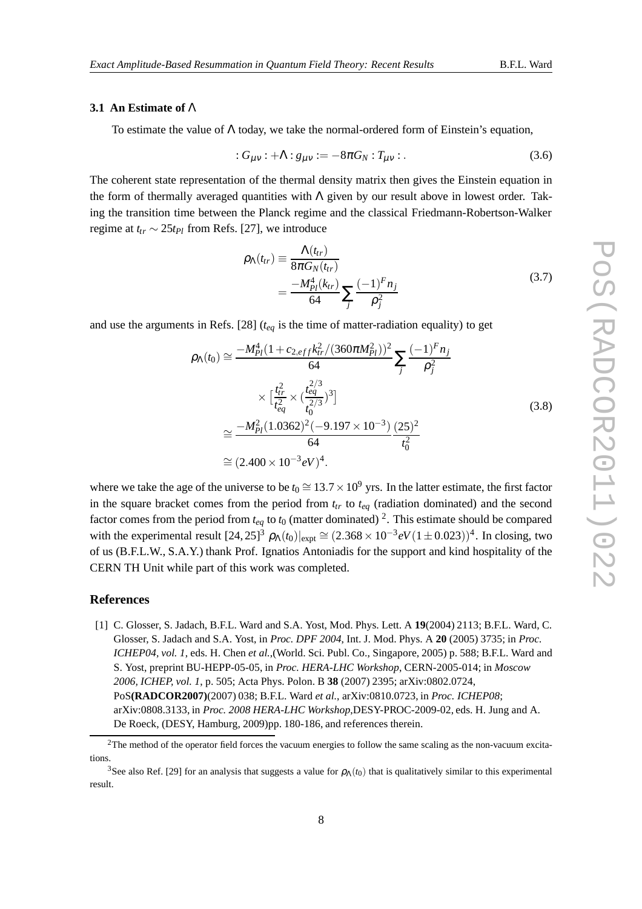### 3.1 An Estimate of $\Lambda$

To estimate the value of $\Lambda$ today, we take the normal-ordered form of Einstein's equation,

$$:G_{\mu\nu}: + \Lambda : g_{\mu\nu} := -8\pi G_N : T_{\mu\nu} : . \tag{3.6}$$

The coherent state representation of the thermal density matrix then gives the Einstein equation in the form of thermally averaged quantities with $\Lambda$ given by our result above in lowest order. Taking the transition time between the Planck regime and the classical Friedmann-Robertson-Walker regime at $t_{tr} \sim 25 t_{Pl}$ from Refs. [27], we introduce

$$\begin{aligned} \rho_\Lambda(t_{tr}) &\equiv \frac{\Lambda(t_{tr})}{8\pi G_N(t_{tr})} \\ &= \frac{-M_{Pl}^4(k_{tr})}{64} \sum_j \frac{(-1)^F n_j}{\rho_j^2} \end{aligned} \tag{3.7}$$

and use the arguments in Refs. [28] ($t_{eq}$ is the time of matter-radiation equality) to get

$$\begin{aligned} \rho_\Lambda(t_0) &\cong \frac{-M_{Pl}^4(1 + c_{2,eff} k_{tr}^2/(360\pi M_{Pl}^2))^2}{64} \sum_j \frac{(-1)^F n_j}{\rho_j^2} \\ &\quad \times \Big[\frac{t_{tr}^2}{t_{eq}^2} \times (\frac{t_{eq}^{2/3}}{t_0^{2/3}})^3\Big] \\ &\cong \frac{-M_{Pl}^2 (1.0362)^2 (-9.197 \times 10^{-3})}{64} \frac{(25)^2}{t_0^2} \\ &\cong (2.400 \times 10^{-3} eV)^4. \end{aligned} \tag{3.8}$$

where we take the age of the universe to be $t_0 \cong 13.7 \times 10^9$ yrs. In the latter estimate, the first factor in the square bracket comes from the period from $t_{tr}$ to $t_{eq}$ (radiation dominated) and the second factor comes from the period from $t_{eq}$ to $t_0$ (matter dominated) [2]. This estimate should be compared with the experimental result [24, 25][3] $\rho_\Lambda(t_0)|_{\text{expt}} \cong (2.368 \times 10^{-3} eV(1 \pm 0.023))^4$. In closing, two of us (B.F.L.W., S.A.Y.) thank Prof. Ignatios Antoniadis for the support and kind hospitality of the CERN TH Unit while part of this work was completed.

## References

[1] C. Glosser, S. Jadach, B.F.L. Ward and S.A. Yost, Mod. Phys. Lett. A **19**(2004) 2113; B.F.L. Ward, C. Glosser, S. Jadach and S.A. Yost, in *Proc. DPF 2004*, Int. J. Mod. Phys. A **20** (2005) 3735; in *Proc. ICHEP04, vol. 1*, eds. H. Chen *et al.*,(World. Sci. Publ. Co., Singapore, 2005) p. 588; B.F.L. Ward and S. Yost, preprint BU-HEPP-05-05, in *Proc. HERA-LHC Workshop*, CERN-2005-014; in *Moscow 2006, ICHEP, vol. 1*, p. 505; Acta Phys. Polon. B **38** (2007) 2395; arXiv:0802.0724, PoS**(RADCOR2007)**(2007) 038; B.F.L. Ward *et al.*, arXiv:0810.0723, in *Proc. ICHEP08*; arXiv:0808.3133, in *Proc. 2008 HERA-LHC Workshop*,DESY-PROC-2009-02, eds. H. Jung and A. De Roeck, (DESY, Hamburg, 2009)pp. 180-186, and references therein.

---

[2] The method of the operator field forces the vacuum energies to follow the same scaling as the non-vacuum excitations.

[3] See also Ref. [29] for an analysis that suggests a value for $\rho_\Lambda(t_0)$ that is qualitatively similar to this experimental result.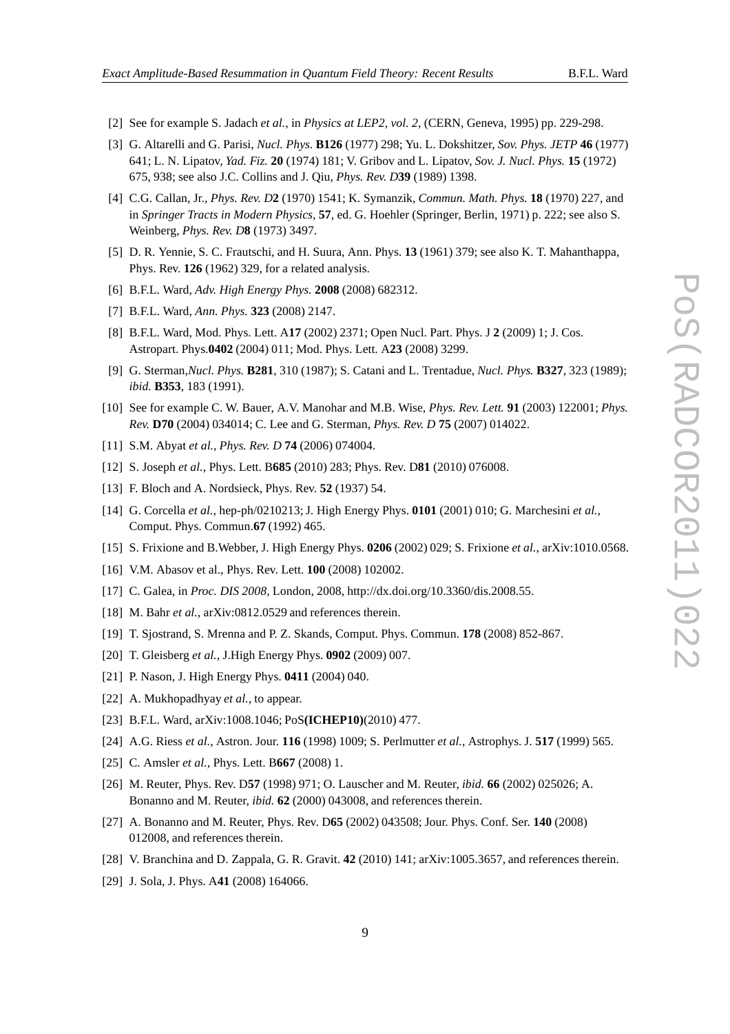[2] See for example S. Jadach *et al.*, in *Physics at LEP2, vol. 2*, (CERN, Geneva, 1995) pp. 229-298.

[3] G. Altarelli and G. Parisi, *Nucl. Phys.* **B126** (1977) 298; Yu. L. Dokshitzer, *Sov. Phys. JETP* **46** (1977) 641; L. N. Lipatov, *Yad. Fiz.* **20** (1974) 181; V. Gribov and L. Lipatov, *Sov. J. Nucl. Phys.* **15** (1972) 675, 938; see also J.C. Collins and J. Qiu, *Phys. Rev. D***39** (1989) 1398.

[4] C.G. Callan, Jr., *Phys. Rev. D***2** (1970) 1541; K. Symanzik, *Commun. Math. Phys.* **18** (1970) 227, and in *Springer Tracts in Modern Physics*, **57**, ed. G. Hoehler (Springer, Berlin, 1971) p. 222; see also S. Weinberg, *Phys. Rev. D***8** (1973) 3497.

[5] D. R. Yennie, S. C. Frautschi, and H. Suura, Ann. Phys. **13** (1961) 379; see also K. T. Mahanthappa, Phys. Rev. **126** (1962) 329, for a related analysis.

[6] B.F.L. Ward, *Adv. High Energy Phys.* **2008** (2008) 682312.

[7] B.F.L. Ward, *Ann. Phys.* **323** (2008) 2147.

[8] B.F.L. Ward, Mod. Phys. Lett. A**17** (2002) 2371; Open Nucl. Part. Phys. J **2** (2009) 1; J. Cos. Astropart. Phys.**0402** (2004) 011; Mod. Phys. Lett. A**23** (2008) 3299.

[9] G. Sterman,*Nucl. Phys.* **B281**, 310 (1987); S. Catani and L. Trentadue, *Nucl. Phys.* **B327**, 323 (1989); *ibid.* **B353**, 183 (1991).

[10] See for example C. W. Bauer, A.V. Manohar and M.B. Wise, *Phys. Rev. Lett.* **91** (2003) 122001; *Phys. Rev.* **D70** (2004) 034014; C. Lee and G. Sterman, *Phys. Rev. D* **75** (2007) 014022.

[11] S.M. Abyat *et al.*, *Phys. Rev. D* **74** (2006) 074004.

[12] S. Joseph *et al.*, Phys. Lett. B**685** (2010) 283; Phys. Rev. D**81** (2010) 076008.

[13] F. Bloch and A. Nordsieck, Phys. Rev. **52** (1937) 54.

[14] G. Corcella *et al.*, hep-ph/0210213; J. High Energy Phys. **0101** (2001) 010; G. Marchesini *et al.*, Comput. Phys. Commun.**67** (1992) 465.

[15] S. Frixione and B.Webber, J. High Energy Phys. **0206** (2002) 029; S. Frixione *et al.*, arXiv:1010.0568.

[16] V.M. Abasov et al., Phys. Rev. Lett. **100** (2008) 102002.

[17] C. Galea, in *Proc. DIS 2008*, London, 2008, http://dx.doi.org/10.3360/dis.2008.55.

[18] M. Bahr *et al.*, arXiv:0812.0529 and references therein.

[19] T. Sjostrand, S. Mrenna and P. Z. Skands, Comput. Phys. Commun. **178** (2008) 852-867.

[20] T. Gleisberg *et al.*, J.High Energy Phys. **0902** (2009) 007.

[21] P. Nason, J. High Energy Phys. **0411** (2004) 040.

[22] A. Mukhopadhyay *et al.*, to appear.

[23] B.F.L. Ward, arXiv:1008.1046; PoS**(ICHEP10)**(2010) 477.

[24] A.G. Riess *et al.*, Astron. Jour. **116** (1998) 1009; S. Perlmutter *et al.*, Astrophys. J. **517** (1999) 565.

[25] C. Amsler *et al.*, Phys. Lett. B**667** (2008) 1.

[26] M. Reuter, Phys. Rev. D**57** (1998) 971; O. Lauscher and M. Reuter, *ibid.* **66** (2002) 025026; A. Bonanno and M. Reuter, *ibid.* **62** (2000) 043008, and references therein.

[27] A. Bonanno and M. Reuter, Phys. Rev. D**65** (2002) 043508; Jour. Phys. Conf. Ser. **140** (2008) 012008, and references therein.

[28] V. Branchina and D. Zappala, G. R. Gravit. **42** (2010) 141; arXiv:1005.3657, and references therein.

[29] J. Sola, J. Phys. A**41** (2008) 164066.